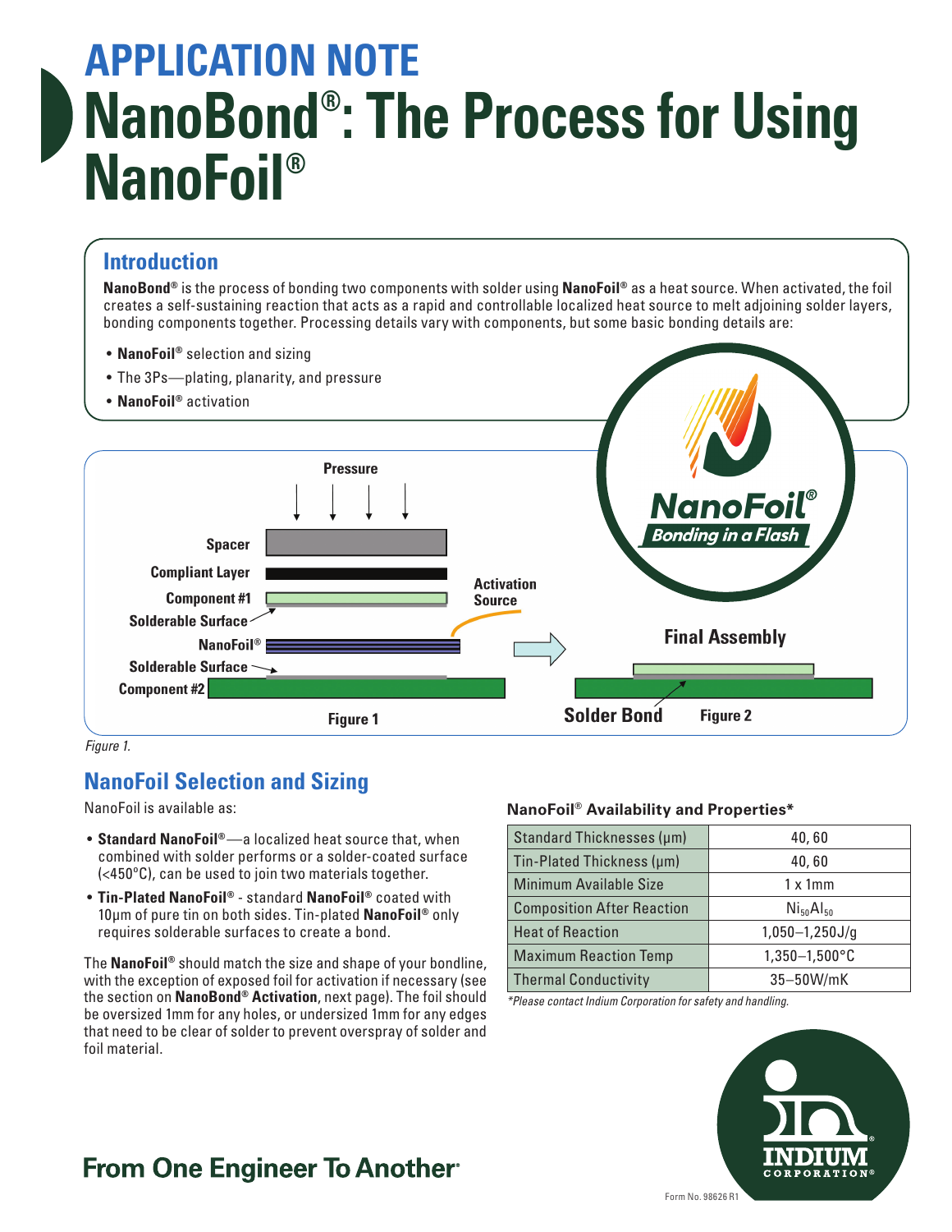# APPLICATION NOTE
# NanoBond®: The Process for Using NanoFoil®

## Introduction

**NanoBond®** is the process of bonding two components with solder using **NanoFoil®** as a heat source. When activated, the foil creates a self-sustaining reaction that acts as a rapid and controllable localized heat source to melt adjoining solder layers, bonding components together. Processing details vary with components, but some basic bonding details are:

- **NanoFoil®** selection and sizing
- The 3Ps—plating, planarity, and pressure
- **NanoFoil®** activation

Pressure

Spacer

Compliant Layer

Component #1

Solderable Surface

NanoFoil®

Solderable Surface

Component #2

Activation Source

Figure 1

Final Assembly

Solder Bond

Figure 2

*Figure 1.*

## NanoFoil Selection and Sizing

NanoFoil is available as:

- **Standard NanoFoil®**—a localized heat source that, when combined with solder performs or a solder-coated surface (<450°C), can be used to join two materials together.
- **Tin-Plated NanoFoil®** - standard **NanoFoil®** coated with 10µm of pure tin on both sides. Tin-plated **NanoFoil®** only requires solderable surfaces to create a bond.

The **NanoFoil®** should match the size and shape of your bondline, with the exception of exposed foil for activation if necessary (see the section on **NanoBond® Activation**, next page). The foil should be oversized 1mm for any holes, or undersized 1mm for any edges that need to be clear of solder to prevent overspray of solder and foil material.

**NanoFoil® Availability and Properties***

| Property | Value |
|---|---|
| Standard Thicknesses (µm) | 40, 60 |
| Tin-Plated Thickness (µm) | 40, 60 |
| Minimum Available Size | 1 x 1mm |
| Composition After Reaction | $Ni_{50}Al_{50}$ |
| Heat of Reaction | 1,050–1,250J/g |
| Maximum Reaction Temp | 1,350–1,500°C |
| Thermal Conductivity | 35–50W/mK |

*\*Please contact Indium Corporation for safety and handling.*

From One Engineer To Another®

Form No. 98626 R1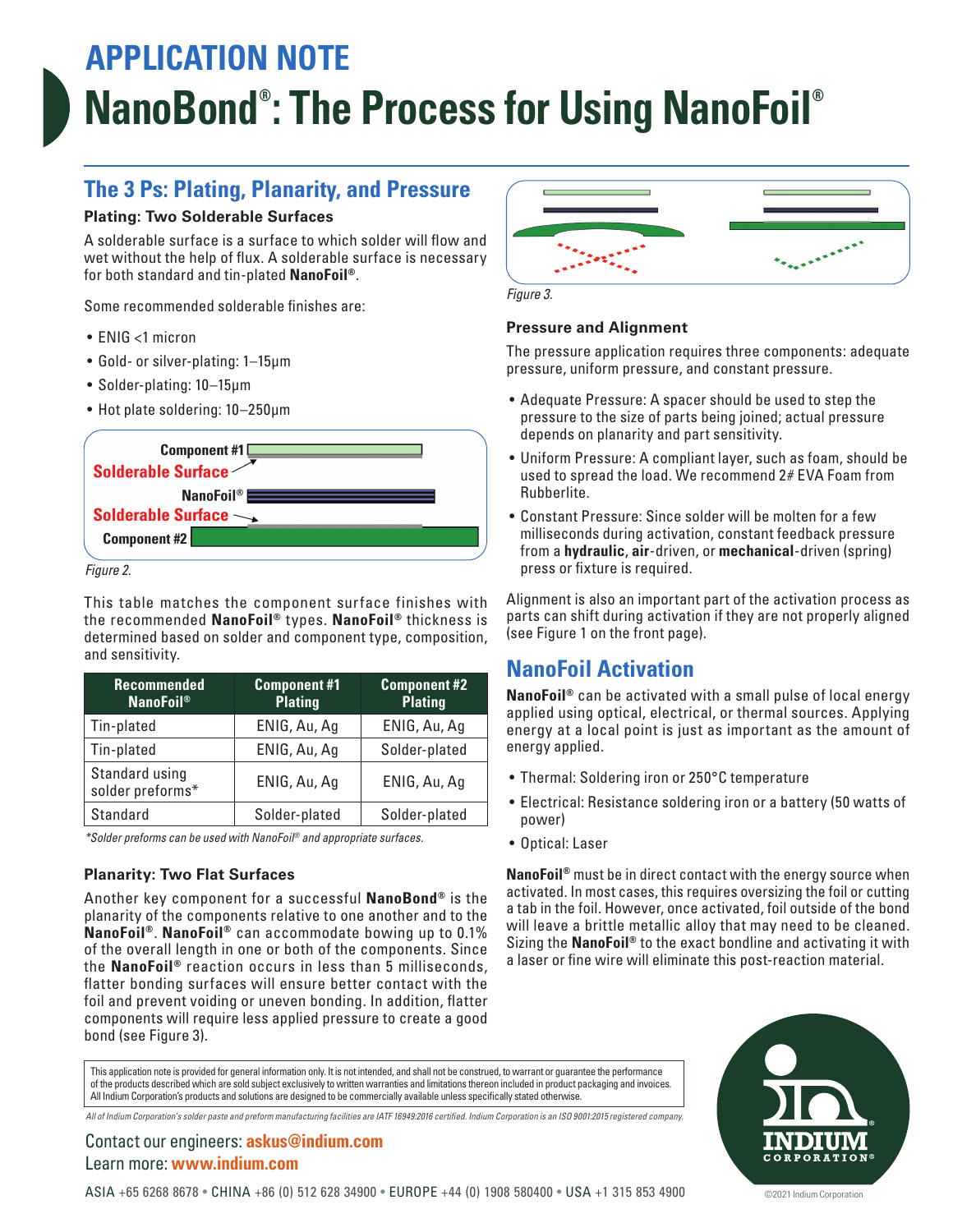# APPLICATION NOTE

# NanoBond®: The Process for Using NanoFoil®

## The 3 Ps: Plating, Planarity, and Pressure

### Plating: Two Solderable Surfaces

A solderable surface is a surface to which solder will flow and wet without the help of flux. A solderable surface is necessary for both standard and tin-plated **NanoFoil®**.

Some recommended solderable finishes are:

- ENIG <1 micron
- Gold- or silver-plating: 1–15µm
- Solder-plating: 10–15µm
- Hot plate soldering: 10–250µm

Component #1
Solderable Surface
NanoFoil®
Solderable Surface
Component #2

*Figure 2.*

This table matches the component surface finishes with the recommended **NanoFoil®** types. **NanoFoil®** thickness is determined based on solder and component type, composition, and sensitivity.

| Recommended NanoFoil® | Component #1 Plating | Component #2 Plating |
|---|---|---|
| Tin-plated | ENIG, Au, Ag | ENIG, Au, Ag |
| Tin-plated | ENIG, Au, Ag | Solder-plated |
| Standard using solder preforms* | ENIG, Au, Ag | ENIG, Au, Ag |
| Standard | Solder-plated | Solder-plated |

*\*Solder preforms can be used with NanoFoil® and appropriate surfaces.*

### Planarity: Two Flat Surfaces

Another key component for a successful **NanoBond®** is the planarity of the components relative to one another and to the **NanoFoil®**. **NanoFoil®** can accommodate bowing up to 0.1% of the overall length in one or both of the components. Since the **NanoFoil®** reaction occurs in less than 5 milliseconds, flatter bonding surfaces will ensure better contact with the foil and prevent voiding or uneven bonding. In addition, flatter components will require less applied pressure to create a good bond (see Figure 3).

*Figure 3.*

### Pressure and Alignment

The pressure application requires three components: adequate pressure, uniform pressure, and constant pressure.

- Adequate Pressure: A spacer should be used to step the pressure to the size of parts being joined; actual pressure depends on planarity and part sensitivity.
- Uniform Pressure: A compliant layer, such as foam, should be used to spread the load. We recommend 2# EVA Foam from Rubberlite.
- Constant Pressure: Since solder will be molten for a few milliseconds during activation, constant feedback pressure from a **hydraulic**, **air**-driven, or **mechanical**-driven (spring) press or fixture is required.

Alignment is also an important part of the activation process as parts can shift during activation if they are not properly aligned (see Figure 1 on the front page).

## NanoFoil Activation

**NanoFoil®** can be activated with a small pulse of local energy applied using optical, electrical, or thermal sources. Applying energy at a local point is just as important as the amount of energy applied.

- Thermal: Soldering iron or 250°C temperature
- Electrical: Resistance soldering iron or a battery (50 watts of power)
- Optical: Laser

**NanoFoil®** must be in direct contact with the energy source when activated. In most cases, this requires oversizing the foil or cutting a tab in the foil. However, once activated, foil outside of the bond will leave a brittle metallic alloy that may need to be cleaned. Sizing the **NanoFoil®** to the exact bondline and activating it with a laser or fine wire will eliminate this post-reaction material.

This application note is provided for general information only. It is not intended, and shall not be construed, to warrant or guarantee the performance of the products described which are sold subject exclusively to written warranties and limitations thereon included in product packaging and invoices. All Indium Corporation's products and solutions are designed to be commercially available unless specifically stated otherwise.

*All of Indium Corporation's solder paste and preform manufacturing facilities are IATF 16949:2016 certified. Indium Corporation is an ISO 9001:2015 registered company.*

Contact our engineers: **askus@indium.com**
Learn more: **www.indium.com**

ASIA +65 6268 8678 • CHINA +86 (0) 512 628 34900 • EUROPE +44 (0) 1908 580400 • USA +1 315 853 4900

INDIUM CORPORATION®

©2021 Indium Corporation